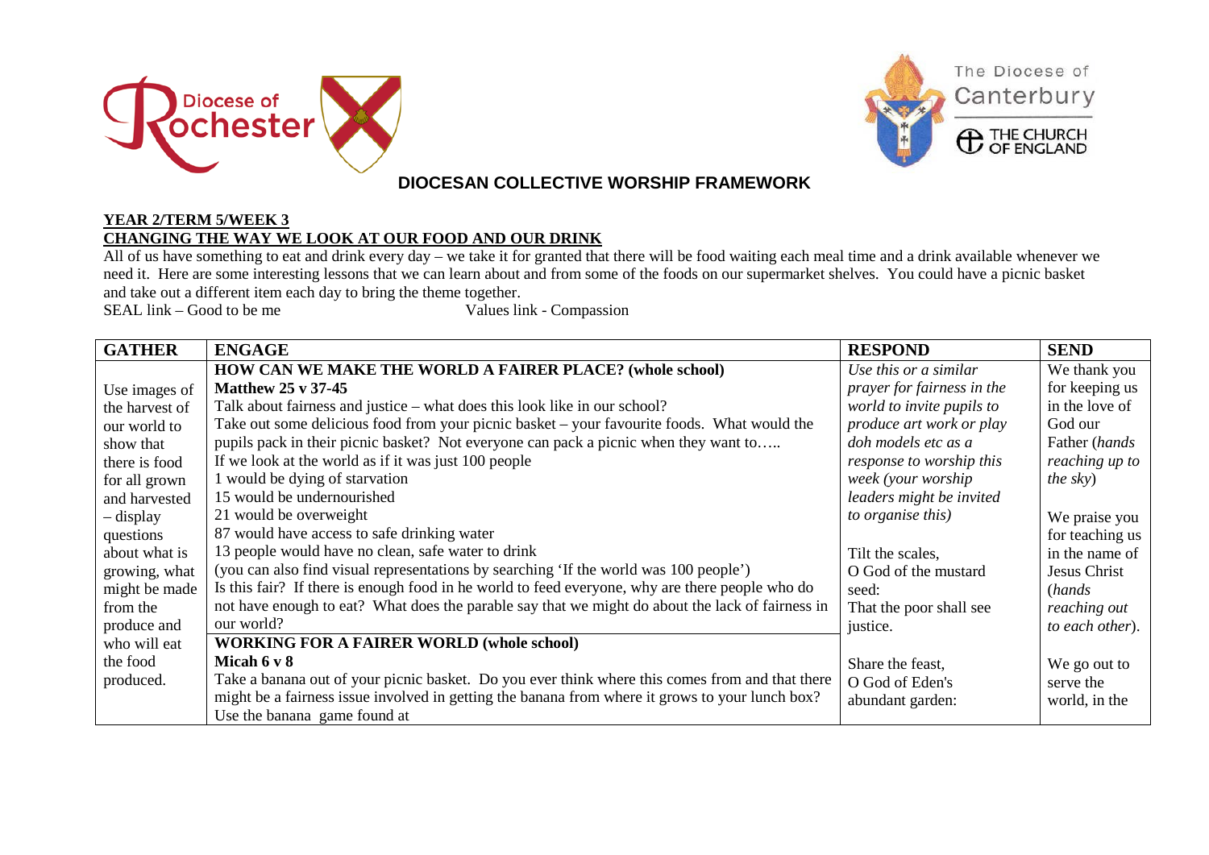Diocese of Rochester

The Diocese of Canterbury

THE CHURCH OF ENGLAND

## DIOCESAN COLLECTIVE WORSHIP FRAMEWORK

**YEAR 2/TERM 5/WEEK 3**
**CHANGING THE WAY WE LOOK AT OUR FOOD AND OUR DRINK**

All of us have something to eat and drink every day – we take it for granted that there will be food waiting each meal time and a drink available whenever we need it. Here are some interesting lessons that we can learn about and from some of the foods on our supermarket shelves. You could have a picnic basket and take out a different item each day to bring the theme together.

SEAL link – Good to be me Values link - Compassion

| GATHER | ENGAGE | RESPOND | SEND |
|---|---|---|---|
| Use images of the harvest of our world to show that there is food for all grown and harvested – display questions about what is growing, what might be made from the produce and who will eat the food produced. | **HOW CAN WE MAKE THE WORLD A FAIRER PLACE? (whole school)**<br>**Matthew 25 v 37-45**<br>Talk about fairness and justice – what does this look like in our school?<br>Take out some delicious food from your picnic basket – your favourite foods. What would the pupils pack in their picnic basket? Not everyone can pack a picnic when they want to…..<br>If we look at the world as if it was just 100 people<br>1 would be dying of starvation<br>15 would be undernourished<br>21 would be overweight<br>87 would have access to safe drinking water<br>13 people would have no clean, safe water to drink<br>(you can also find visual representations by searching 'If the world was 100 people')<br>Is this fair? If there is enough food in he world to feed everyone, why are there people who do not have enough to eat? What does the parable say that we might do about the lack of fairness in our world?<br>**WORKING FOR A FAIRER WORLD (whole school)**<br>**Micah 6 v 8**<br>Take a banana out of your picnic basket. Do you ever think where this comes from and that there might be a fairness issue involved in getting the banana from where it grows to your lunch box?<br>Use the banana game found at | *Use this or a similar prayer for fairness in the world to invite pupils to produce art work or play doh models etc as a response to worship this week (your worship leaders might be invited to organise this)*<br><br>Tilt the scales,<br>O God of the mustard seed:<br>That the poor shall see justice.<br><br>Share the feast,<br>O God of Eden's abundant garden: | We thank you for keeping us in the love of God our Father (*hands reaching up to the sky*)<br><br>We praise you for teaching us in the name of Jesus Christ (*hands reaching out to each other*).<br><br>We go out to serve the world, in the |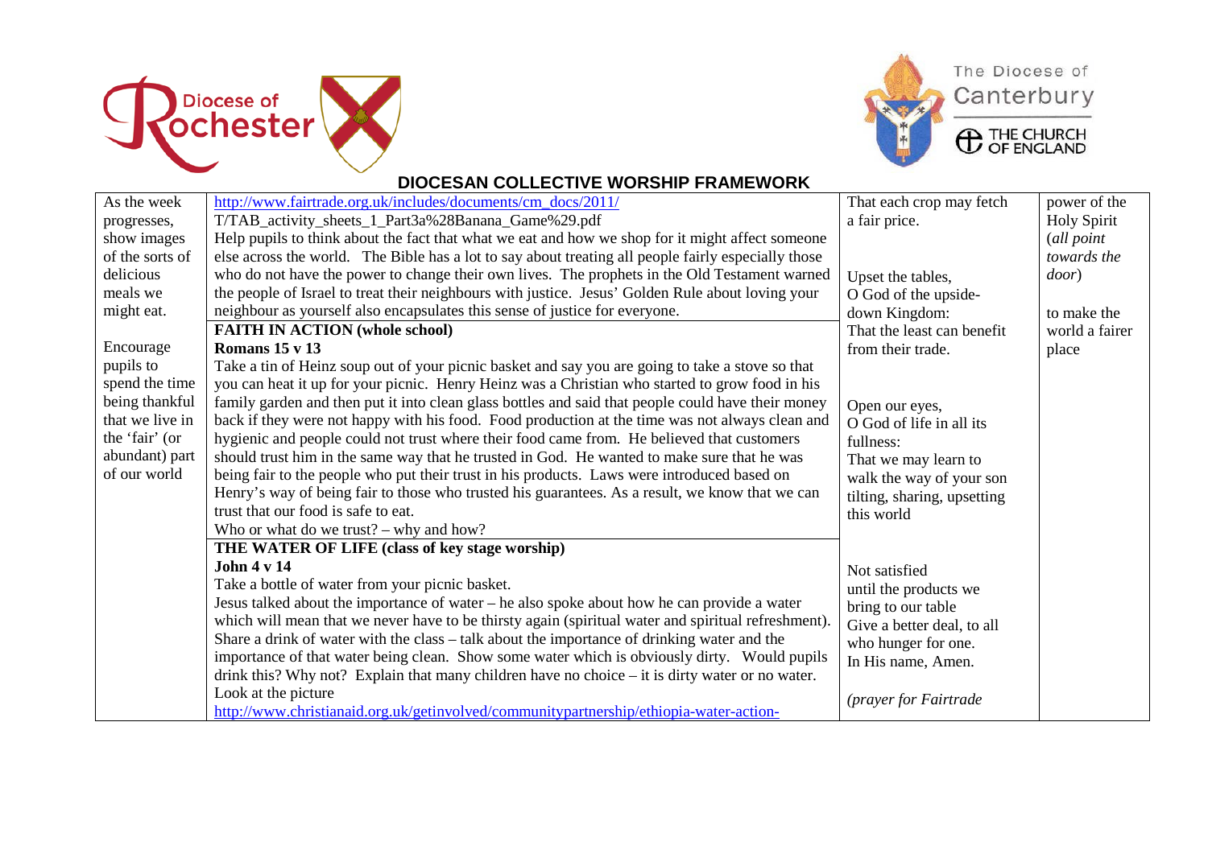**DIOCESAN COLLECTIVE WORSHIP FRAMEWORK**

| | | | |
|---|---|---|---|
| As the week progresses, show images of the sorts of delicious meals we might eat.<br><br>Encourage pupils to spend the time being thankful that we live in the 'fair' (or abundant) part of our world | http://www.fairtrade.org.uk/includes/documents/cm_docs/2011/T/TAB_activity_sheets_1_Part3a%28Banana_Game%29.pdf<br>Help pupils to think about the fact that what we eat and how we shop for it might affect someone else across the world. The Bible has a lot to say about treating all people fairly especially those who do not have the power to change their own lives. The prophets in the Old Testament warned the people of Israel to treat their neighbours with justice. Jesus' Golden Rule about loving your neighbour as yourself also encapsulates this sense of justice for everyone. | That each crop may fetch a fair price.<br><br>Upset the tables,<br>O God of the upside-down Kingdom:<br>That the least can benefit from their trade.<br><br>Open our eyes,<br>O God of life in all its fullness:<br>That we may learn to walk the way of your son tilting, sharing, upsetting this world<br><br>Not satisfied<br>until the products we bring to our table<br>Give a better deal, to all who hunger for one.<br>In His name, Amen.<br><br>*(prayer for Fairtrade* | power of the Holy Spirit (*all point towards the door*)<br><br>to make the world a fairer place |
| | **FAITH IN ACTION (whole school)**<br>**Romans 15 v 13**<br>Take a tin of Heinz soup out of your picnic basket and say you are going to take a stove so that you can heat it up for your picnic. Henry Heinz was a Christian who started to grow food in his family garden and then put it into clean glass bottles and said that people could have their money back if they were not happy with his food. Food production at the time was not always clean and hygienic and people could not trust where their food came from. He believed that customers should trust him in the same way that he trusted in God. He wanted to make sure that he was being fair to the people who put their trust in his products. Laws were introduced based on Henry's way of being fair to those who trusted his guarantees. As a result, we know that we can trust that our food is safe to eat.<br>Who or what do we trust? – why and how? | | |
| | **THE WATER OF LIFE (class of key stage worship)**<br>**John 4 v 14**<br>Take a bottle of water from your picnic basket.<br>Jesus talked about the importance of water – he also spoke about how he can provide a water which will mean that we never have to be thirsty again (spiritual water and spiritual refreshment).<br>Share a drink of water with the class – talk about the importance of drinking water and the importance of that water being clean. Show some water which is obviously dirty. Would pupils drink this? Why not? Explain that many children have no choice – it is dirty water or no water.<br>Look at the picture<br>http://www.christianaid.org.uk/getinvolved/communitypartnership/ethiopia-water-action- | | |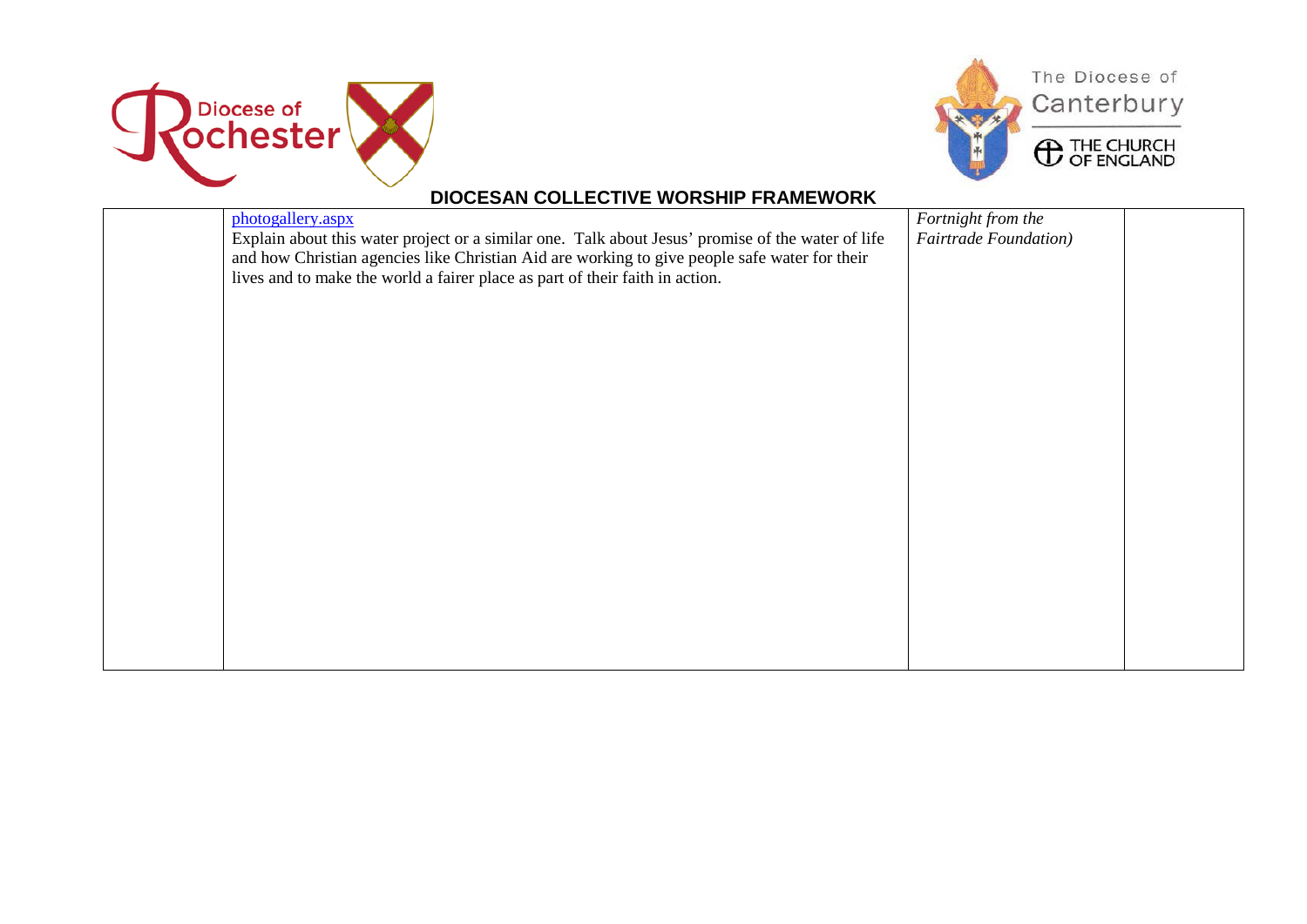| | | | |
|---|---|---|---|
| | photogallery.aspx<br>Explain about this water project or a similar one. Talk about Jesus' promise of the water of life and how Christian agencies like Christian Aid are working to give people safe water for their lives and to make the world a fairer place as part of their faith in action. | *Fortnight from the Fairtrade Foundation)* | |